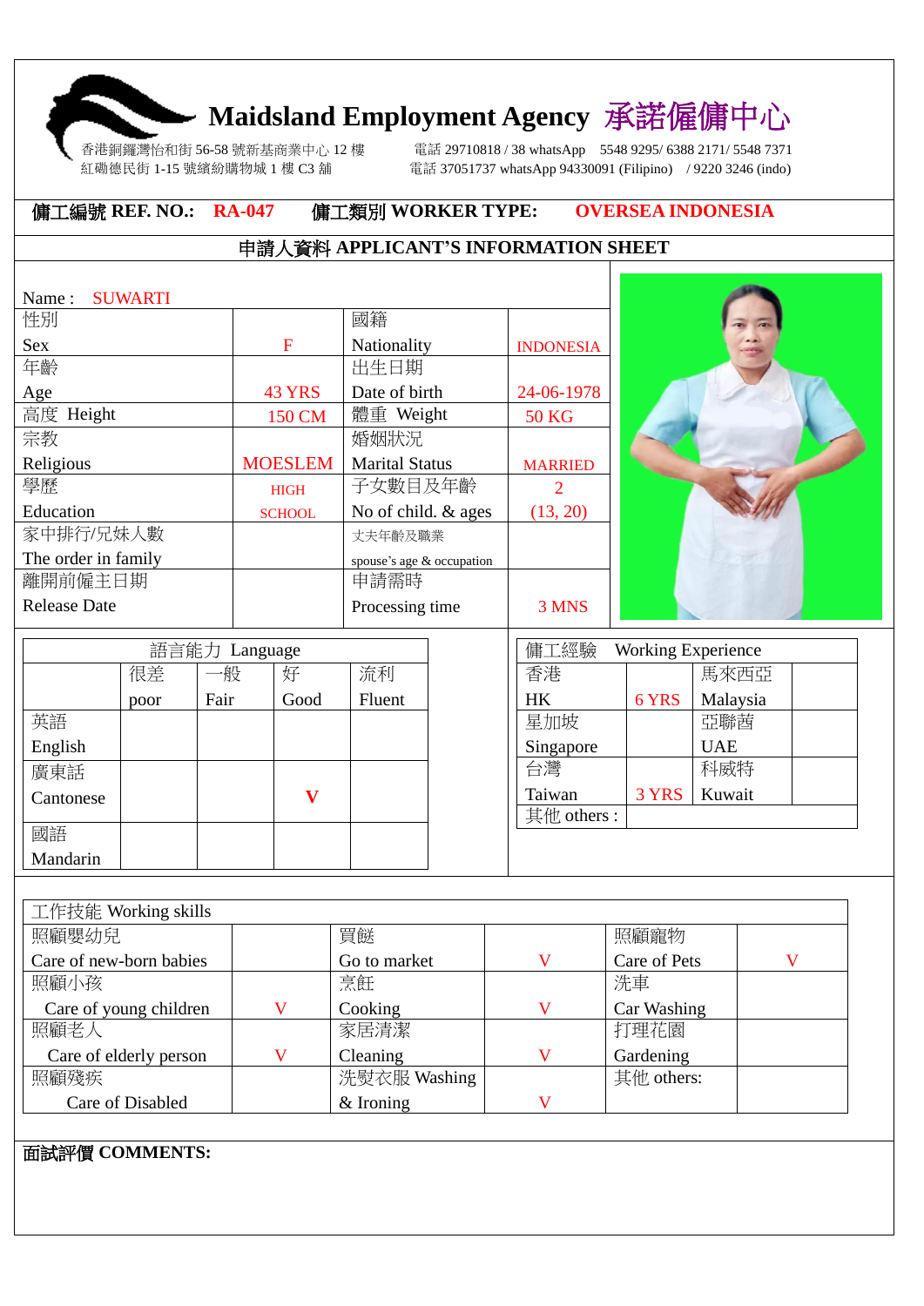# Maidsland Employment Agency 承諾僱傭中心

香港銅鑼灣怡和街 56-58 號新基商業中心 12 樓　　電話 29710818 / 38 whatsApp　5548 9295/ 6388 2171/ 5548 7371
紅磡德民街 1-15 號繽紛購物城 1 樓 C3 舖　　電話 37051737 whatsApp 94330091 (Filipino)　/ 9220 3246 (indo)

**傭工編號 REF. NO.: RA-047　　傭工類別 WORKER TYPE: OVERSEA INDONESIA**

## 申請人資料 APPLICANT'S INFORMATION SHEET

Name : SUWARTI

| | | | |
|---|---|---|---|
| 性別 Sex | F | 國籍 Nationality | INDONESIA |
| 年齡 Age | 43 YRS | 出生日期 Date of birth | 24-06-1978 |
| 高度 Height | 150 CM | 體重 Weight | 50 KG |
| 宗教 Religious | MOESLEM | 婚姻狀況 Marital Status | MARRIED |
| 學歷 Education | HIGH SCHOOL | 子女數目及年齡 No of child. & ages | 2 (13, 20) |
| 家中排行/兄妹人數 The order in family | | 丈夫年齡及職業 spouse's age & occupation | |
| 離開前僱主日期 Release Date | | 申請需時 Processing time | 3 MNS |

| 語言能力 Language | 很差 poor | 一般 Fair | 好 Good | 流利 Fluent |
|---|---|---|---|---|
| 英語 English | | | | |
| 廣東話 Cantonese | | | V | |
| 國語 Mandarin | | | | |

| 傭工經驗 Working Experience | | | |
|---|---|---|---|
| 香港 HK | 6 YRS | 馬來西亞 Malaysia | |
| 星加坡 Singapore | | 亞聯酋 UAE | |
| 台灣 Taiwan | 3 YRS | 科威特 Kuwait | |
| 其他 others : | | | |

| 工作技能 Working skills | | | | | |
|---|---|---|---|---|---|
| 照顧嬰幼兒 Care of new-born babies | | 買餸 Go to market | V | 照顧寵物 Care of Pets | V |
| 照顧小孩 Care of young children | V | 烹飪 Cooking | V | 洗車 Car Washing | |
| 照顧老人 Care of elderly person | V | 家居清潔 Cleaning | V | 打理花園 Gardening | |
| 照顧殘疾 Care of Disabled | | 洗熨衣服 Washing & Ironing | V | 其他 others: | |

**面試評價 COMMENTS:**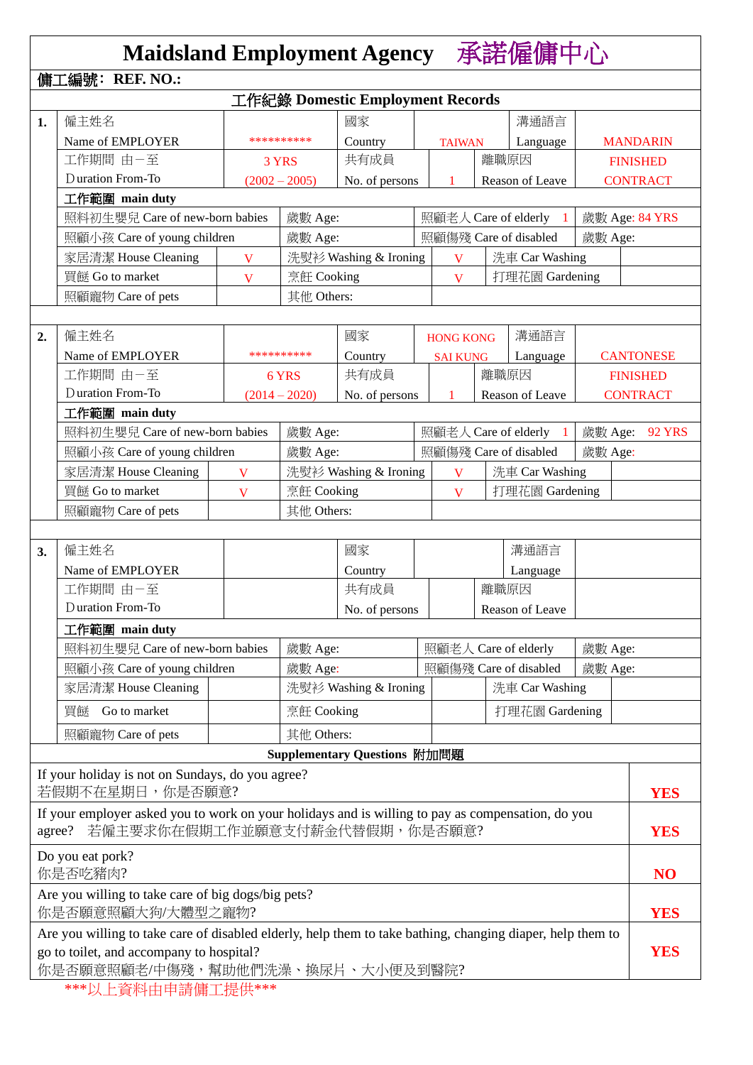# Maidland Employment Agency　承諾僱傭中心

**傭工編號：REF. NO.:**

## 工作紀錄 Domestic Employment Records

| | | | | | | | | |
|---|---|---|---|---|---|---|---|---|
| **1.** | 僱主姓名 Name of EMPLOYER | ********** | 國家 Country | TAIWAN | | 溝通語言 Language | MANDARIN | |
| | 工作期間 由－至 Duration From-To | 3 YRS (2002 – 2005) | 共有成員 No. of persons | 1 | | 離職原因 Reason of Leave | FINISHED CONTRACT | |
| | **工作範圍 main duty** | | | | | | | |
| | 照料初生嬰兒 Care of new-born babies | | 歲數 Age: | 照顧老人 Care of elderly | 1 | | 歲數 Age: 84 YRS | |
| | 照顧小孩 Care of young children | | 歲數 Age: | 照顧傷殘 Care of disabled | | | 歲數 Age: | |
| | 家居清潔 House Cleaning | V | 洗熨衫 Washing & Ironing | V | | 洗車 Car Washing | | |
| | 買餸 Go to market | V | 烹飪 Cooking | V | | 打理花園 Gardening | | |
| | 照顧寵物 Care of pets | | 其他 Others: | | | | | |

| | | | | | | | | |
|---|---|---|---|---|---|---|---|---|
| **2.** | 僱主姓名 Name of EMPLOYER | ********** | 國家 Country | HONG KONG SAI KUNG | | 溝通語言 Language | CANTONESE | |
| | 工作期間 由－至 Duration From-To | 6 YRS (2014 – 2020) | 共有成員 No. of persons | 1 | | 離職原因 Reason of Leave | FINISHED CONTRACT | |
| | **工作範圍 main duty** | | | | | | | |
| | 照料初生嬰兒 Care of new-born babies | | 歲數 Age: | 照顧老人 Care of elderly | 1 | | 歲數 Age: 92 YRS | |
| | 照顧小孩 Care of young children | | 歲數 Age: | 照顧傷殘 Care of disabled | | | 歲數 Age: | |
| | 家居清潔 House Cleaning | V | 洗熨衫 Washing & Ironing | V | | 洗車 Car Washing | | |
| | 買餸 Go to market | V | 烹飪 Cooking | V | | 打理花園 Gardening | | |
| | 照顧寵物 Care of pets | | 其他 Others: | | | | | |

| | | | | | | | | |
|---|---|---|---|---|---|---|---|---|
| **3.** | 僱主姓名 Name of EMPLOYER | | 國家 Country | | | 溝通語言 Language | | |
| | 工作期間 由－至 Duration From-To | | 共有成員 No. of persons | | | 離職原因 Reason of Leave | | |
| | **工作範圍 main duty** | | | | | | | |
| | 照料初生嬰兒 Care of new-born babies | | 歲數 Age: | 照顧老人 Care of elderly | | | 歲數 Age: | |
| | 照顧小孩 Care of young children | | 歲數 Age: | 照顧傷殘 Care of disabled | | | 歲數 Age: | |
| | 家居清潔 House Cleaning | | 洗熨衫 Washing & Ironing | | | 洗車 Car Washing | | |
| | 買餸 Go to market | | 烹飪 Cooking | | | 打理花園 Gardening | | |
| | 照顧寵物 Care of pets | | 其他 Others: | | | | | |

**Supplementary Questions 附加問題**

| | |
|---|---|
| If your holiday is not on Sundays, do you agree? 若假期不在星期日，你是否願意? | **YES** |
| If your employer asked you to work on your holidays and is willing to pay as compensation, do you agree? 若僱主要求你在假期工作並願意支付薪金代替假期，你是否願意? | **YES** |
| Do you eat pork? 你是否吃豬肉? | **NO** |
| Are you willing to take care of big dogs/big pets? 你是否願意照顧大狗/大體型之寵物? | **YES** |
| Are you willing to take care of disabled elderly, help them to take bathing, changing diaper, help them to go to toilet, and accompany to hospital? 你是否願意照顧老/中傷殘，幫助他們洗澡、換尿片、大小便及到醫院? | **YES** |

***以上資料由申請傭工提供***